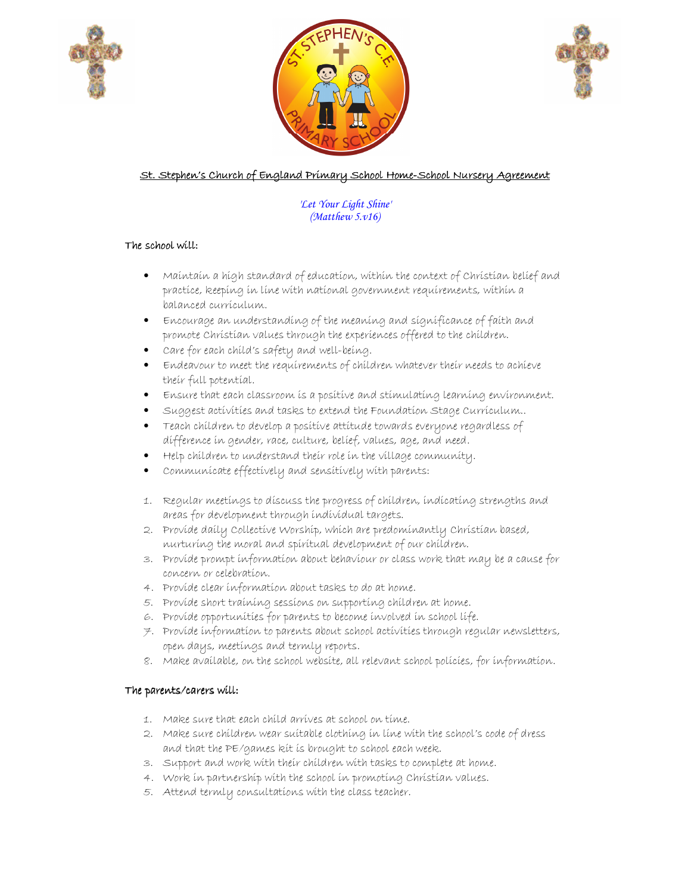# St. Stephen's Church of England Primary School Home-School Nursery Agreement

*'Let Your Light Shine'*
*(Matthew 5.v16)*

The school will:

- Maintain a high standard of education, within the context of Christian belief and practice, keeping in line with national government requirements, within a balanced curriculum.
- Encourage an understanding of the meaning and significance of faith and promote Christian values through the experiences offered to the children.
- Care for each child's safety and well-being.
- Endeavour to meet the requirements of children whatever their needs to achieve their full potential.
- Ensure that each classroom is a positive and stimulating learning environment.
- Suggest activities and tasks to extend the Foundation Stage Curriculum..
- Teach children to develop a positive attitude towards everyone regardless of difference in gender, race, culture, belief, values, age, and need.
- Help children to understand their role in the village community.
- Communicate effectively and sensitively with parents:

1. Regular meetings to discuss the progress of children, indicating strengths and areas for development through individual targets.
2. Provide daily Collective Worship, which are predominantly Christian based, nurturing the moral and spiritual development of our children.
3. Provide prompt information about behaviour or class work that may be a cause for concern or celebration.
4. Provide clear information about tasks to do at home.
5. Provide short training sessions on supporting children at home.
6. Provide opportunities for parents to become involved in school life.
7. Provide information to parents about school activities through regular newsletters, open days, meetings and termly reports.
8. Make available, on the school website, all relevant school policies, for information.

**The parents/carers will:**

1. Make sure that each child arrives at school on time.
2. Make sure children wear suitable clothing in line with the school's code of dress and that the PE/games kit is brought to school each week.
3. Support and work with their children with tasks to complete at home.
4. Work in partnership with the school in promoting Christian values.
5. Attend termly consultations with the class teacher.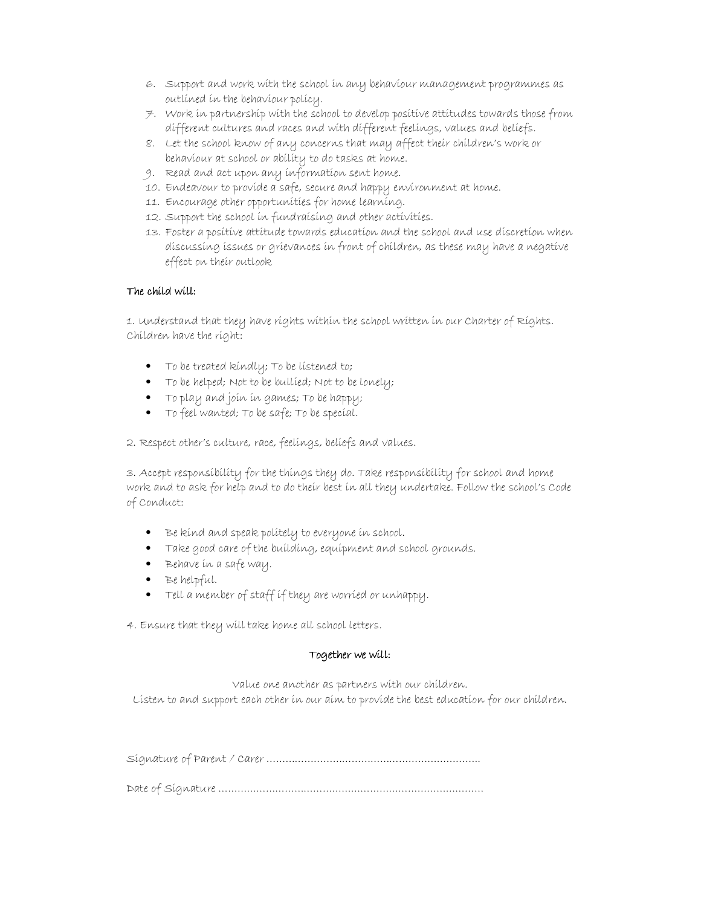6. Support and work with the school in any behaviour management programmes as outlined in the behaviour policy.
7. Work in partnership with the school to develop positive attitudes towards those from different cultures and races and with different feelings, values and beliefs.
8. Let the school know of any concerns that may affect their children's work or behaviour at school or ability to do tasks at home.
9. Read and act upon any information sent home.
10. Endeavour to provide a safe, secure and happy environment at home.
11. Encourage other opportunities for home learning.
12. Support the school in fundraising and other activities.
13. Foster a positive attitude towards education and the school and use discretion when discussing issues or grievances in front of children, as these may have a negative effect on their outlook

**The child will:**

1. Understand that they have rights within the school written in our Charter of Rights. Children have the right:

- To be treated kindly; To be listened to;
- To be helped; Not to be bullied; Not to be lonely;
- To play and join in games; To be happy;
- To feel wanted; To be safe; To be special.

2. Respect other's culture, race, feelings, beliefs and values.

3. Accept responsibility for the things they do. Take responsibility for school and home work and to ask for help and to do their best in all they undertake. Follow the school's Code of Conduct:

- Be kind and speak politely to everyone in school.
- Take good care of the building, equipment and school grounds.
- Behave in a safe way.
- Be helpful.
- Tell a member of staff if they are worried or unhappy.

4. Ensure that they will take home all school letters.

**Together we will:**

Value one another as partners with our children.
Listen to and support each other in our aim to provide the best education for our children.

Signature of Parent / Carer ………………………………………………………….

Date of Signature …………………………………………………………………….